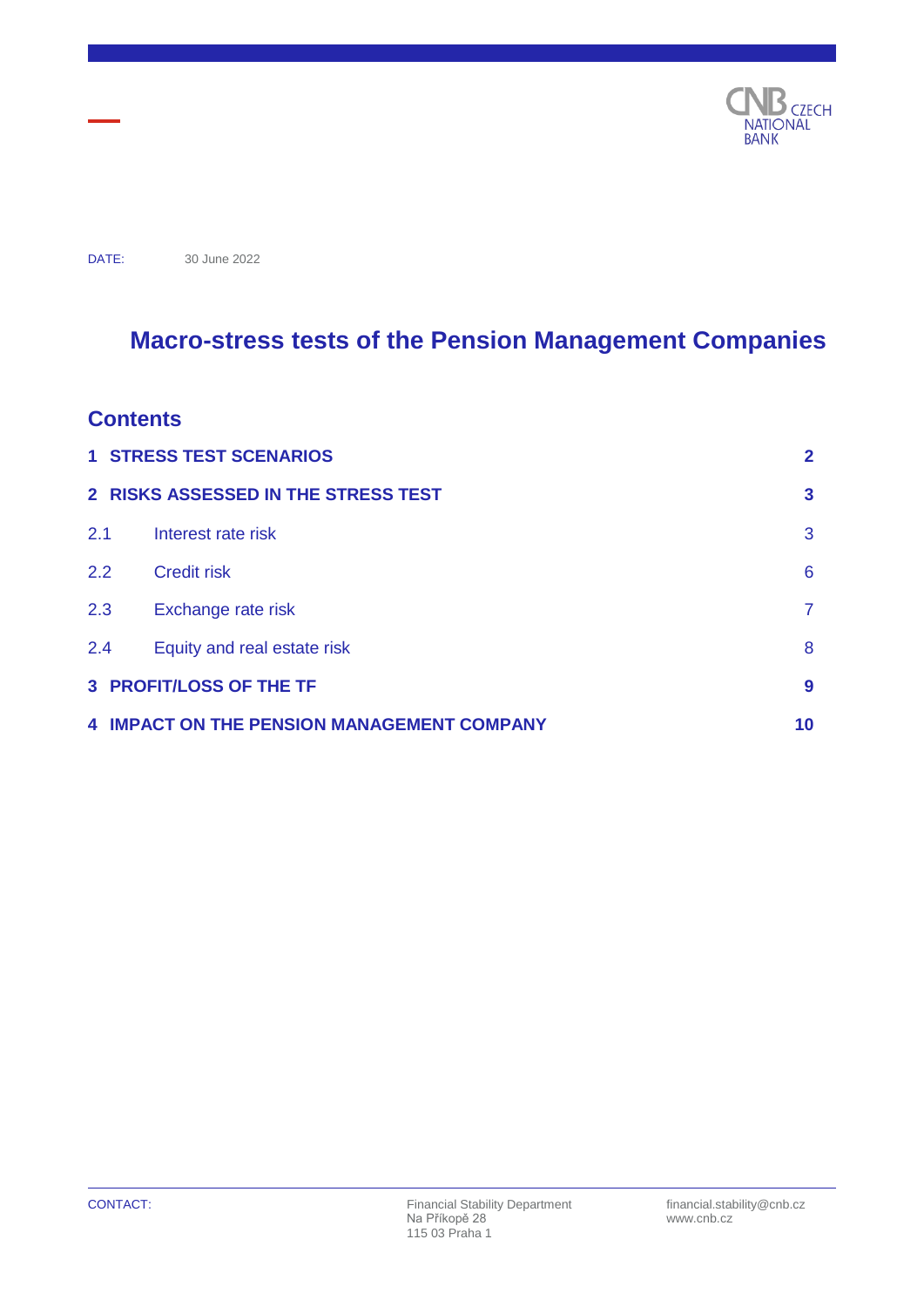CZECH NATIONAL BANK

DATE: 30 June 2022

# Macro-stress tests of the Pension Management Companies

## Contents

| | | |
|---|---|---|
| **1** | **STRESS TEST SCENARIOS** | **2** |
| **2** | **RISKS ASSESSED IN THE STRESS TEST** | **3** |
| 2.1 | Interest rate risk | 3 |
| 2.2 | Credit risk | 6 |
| 2.3 | Exchange rate risk | 7 |
| 2.4 | Equity and real estate risk | 8 |
| **3** | **PROFIT/LOSS OF THE TF** | **9** |
| **4** | **IMPACT ON THE PENSION MANAGEMENT COMPANY** | **10** |

CONTACT:

Financial Stability Department
Na Příkopě 28
115 03 Praha 1

financial.stability@cnb.cz
www.cnb.cz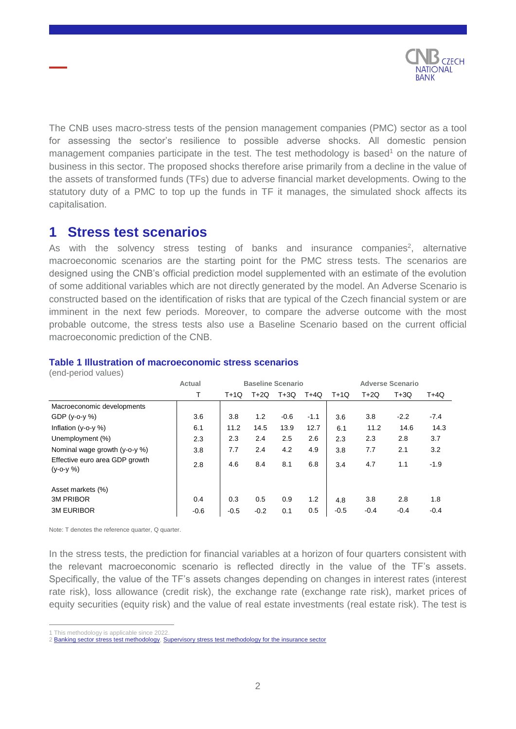The CNB uses macro-stress tests of the pension management companies (PMC) sector as a tool for assessing the sector's resilience to possible adverse shocks. All domestic pension management companies participate in the test. The test methodology is based[1] on the nature of business in this sector. The proposed shocks therefore arise primarily from a decline in the value of the assets of transformed funds (TFs) due to adverse financial market developments. Owing to the statutory duty of a PMC to top up the funds in TF it manages, the simulated shock affects its capitalisation.

# 1 Stress test scenarios

As with the solvency stress testing of banks and insurance companies[2], alternative macroeconomic scenarios are the starting point for the PMC stress tests. The scenarios are designed using the CNB's official prediction model supplemented with an estimate of the evolution of some additional variables which are not directly generated by the model. An Adverse Scenario is constructed based on the identification of risks that are typical of the Czech financial system or are imminent in the next few periods. Moreover, to compare the adverse outcome with the most probable outcome, the stress tests also use a Baseline Scenario based on the current official macroeconomic prediction of the CNB.

**Table 1 Illustration of macroeconomic stress scenarios**

(end-period values)

| | Actual | Baseline Scenario | | | | Adverse Scenario | | | |
|---|---|---|---|---|---|---|---|---|---|
| | T | T+1Q | T+2Q | T+3Q | T+4Q | T+1Q | T+2Q | T+3Q | T+4Q |
| Macroeconomic developments | | | | | | | | | |
| GDP (y-o-y %) | 3.6 | 3.8 | 1.2 | -0.6 | -1.1 | 3.6 | 3.8 | -2.2 | -7.4 |
| Inflation (y-o-y %) | 6.1 | 11.2 | 14.5 | 13.9 | 12.7 | 6.1 | 11.2 | 14.6 | 14.3 |
| Unemployment (%) | 2.3 | 2.3 | 2.4 | 2.5 | 2.6 | 2.3 | 2.3 | 2.8 | 3.7 |
| Nominal wage growth (y-o-y %) | 3.8 | 7.7 | 2.4 | 4.2 | 4.9 | 3.8 | 7.7 | 2.1 | 3.2 |
| Effective euro area GDP growth (y-o-y %) | 2.8 | 4.6 | 8.4 | 8.1 | 6.8 | 3.4 | 4.7 | 1.1 | -1.9 |
| Asset markets (%) | | | | | | | | | |
| 3M PRIBOR | 0.4 | 0.3 | 0.5 | 0.9 | 1.2 | 4.8 | 3.8 | 2.8 | 1.8 |
| 3M EURIBOR | -0.6 | -0.5 | -0.2 | 0.1 | 0.5 | -0.5 | -0.4 | -0.4 | -0.4 |

Note: T denotes the reference quarter, Q quarter.

In the stress tests, the prediction for financial variables at a horizon of four quarters consistent with the relevant macroeconomic scenario is reflected directly in the value of the TF's assets. Specifically, the value of the TF's assets changes depending on changes in interest rates (interest rate risk), loss allowance (credit risk), the exchange rate (exchange rate risk), market prices of equity securities (equity risk) and the value of real estate investments (real estate risk). The test is

---

[1] This methodology is applicable since 2022.

[2] Banking sector stress test methodology, Supervisory stress test methodology for the insurance sector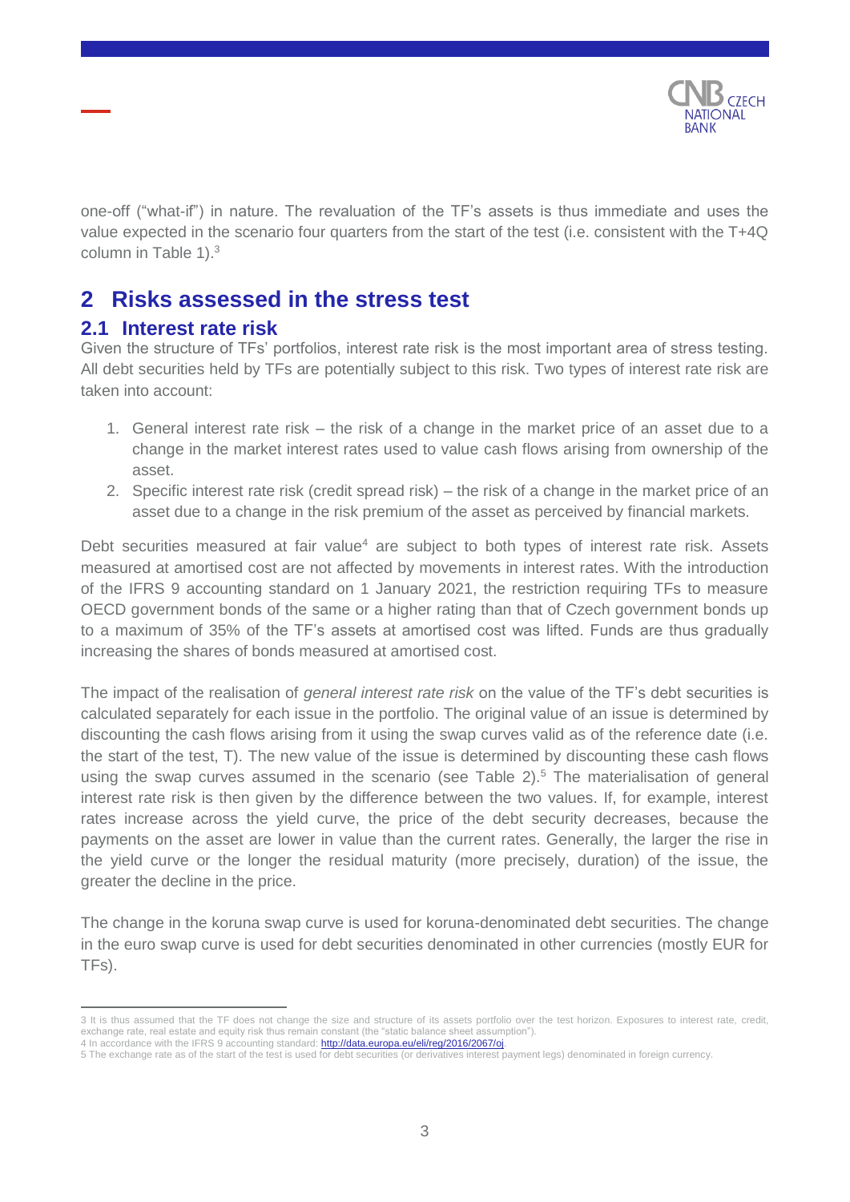one-off ("what-if") in nature. The revaluation of the TF's assets is thus immediate and uses the value expected in the scenario four quarters from the start of the test (i.e. consistent with the T+4Q column in Table 1).[3]

# 2 Risks assessed in the stress test

## 2.1 Interest rate risk

Given the structure of TFs' portfolios, interest rate risk is the most important area of stress testing. All debt securities held by TFs are potentially subject to this risk. Two types of interest rate risk are taken into account:

1. General interest rate risk – the risk of a change in the market price of an asset due to a change in the market interest rates used to value cash flows arising from ownership of the asset.
2. Specific interest rate risk (credit spread risk) – the risk of a change in the market price of an asset due to a change in the risk premium of the asset as perceived by financial markets.

Debt securities measured at fair value[4] are subject to both types of interest rate risk. Assets measured at amortised cost are not affected by movements in interest rates. With the introduction of the IFRS 9 accounting standard on 1 January 2021, the restriction requiring TFs to measure OECD government bonds of the same or a higher rating than that of Czech government bonds up to a maximum of 35% of the TF's assets at amortised cost was lifted. Funds are thus gradually increasing the shares of bonds measured at amortised cost.

The impact of the realisation of *general interest rate risk* on the value of the TF's debt securities is calculated separately for each issue in the portfolio. The original value of an issue is determined by discounting the cash flows arising from it using the swap curves valid as of the reference date (i.e. the start of the test, T). The new value of the issue is determined by discounting these cash flows using the swap curves assumed in the scenario (see Table 2).[5] The materialisation of general interest rate risk is then given by the difference between the two values. If, for example, interest rates increase across the yield curve, the price of the debt security decreases, because the payments on the asset are lower in value than the current rates. Generally, the larger the rise in the yield curve or the longer the residual maturity (more precisely, duration) of the issue, the greater the decline in the price.

The change in the koruna swap curve is used for koruna-denominated debt securities. The change in the euro swap curve is used for debt securities denominated in other currencies (mostly EUR for TFs).

---

3 It is thus assumed that the TF does not change the size and structure of its assets portfolio over the test horizon. Exposures to interest rate, credit, exchange rate, real estate and equity risk thus remain constant (the "static balance sheet assumption").

4 In accordance with the IFRS 9 accounting standard: http://data.europa.eu/eli/reg/2016/2067/oj.

5 The exchange rate as of the start of the test is used for debt securities (or derivatives interest payment legs) denominated in foreign currency.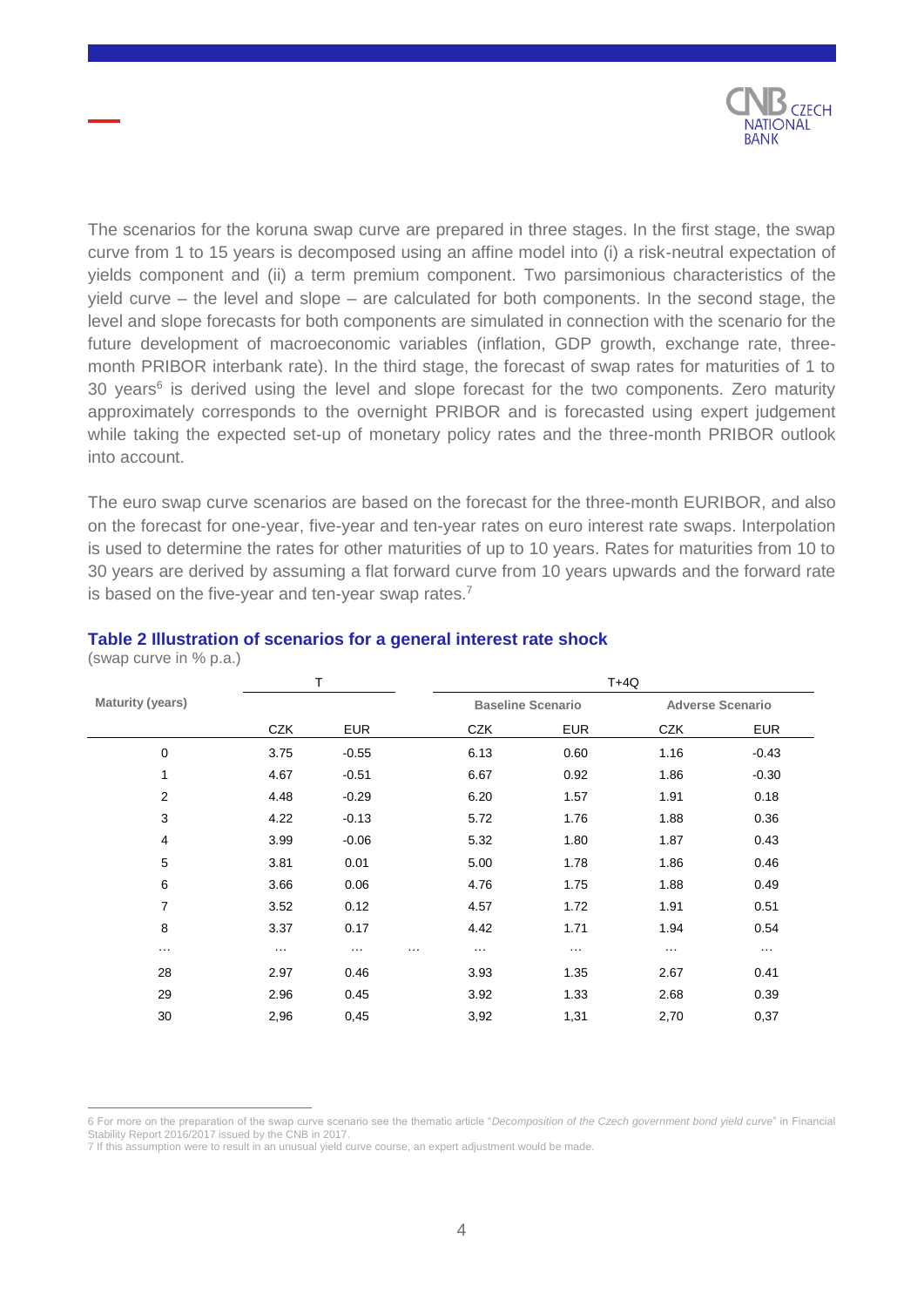The scenarios for the koruna swap curve are prepared in three stages. In the first stage, the swap curve from 1 to 15 years is decomposed using an affine model into (i) a risk-neutral expectation of yields component and (ii) a term premium component. Two parsimonious characteristics of the yield curve – the level and slope – are calculated for both components. In the second stage, the level and slope forecasts for both components are simulated in connection with the scenario for the future development of macroeconomic variables (inflation, GDP growth, exchange rate, three-month PRIBOR interbank rate). In the third stage, the forecast of swap rates for maturities of 1 to 30 years[6] is derived using the level and slope forecast for the two components. Zero maturity approximately corresponds to the overnight PRIBOR and is forecasted using expert judgement while taking the expected set-up of monetary policy rates and the three-month PRIBOR outlook into account.

The euro swap curve scenarios are based on the forecast for the three-month EURIBOR, and also on the forecast for one-year, five-year and ten-year rates on euro interest rate swaps. Interpolation is used to determine the rates for other maturities of up to 10 years. Rates for maturities from 10 to 30 years are derived by assuming a flat forward curve from 10 years upwards and the forward rate is based on the five-year and ten-year swap rates.[7]

### Table 2 Illustration of scenarios for a general interest rate shock

(swap curve in % p.a.)

| Maturity (years) | T | | | T+4Q | | | |
|---|---|---|---|---|---|---|---|
| | | | | **Baseline Scenario** | | **Adverse Scenario** | |
| | CZK | EUR | | CZK | EUR | CZK | EUR |
| 0 | 3.75 | -0.55 | | 6.13 | 0.60 | 1.16 | -0.43 |
| 1 | 4.67 | -0.51 | | 6.67 | 0.92 | 1.86 | -0.30 |
| 2 | 4.48 | -0.29 | | 6.20 | 1.57 | 1.91 | 0.18 |
| 3 | 4.22 | -0.13 | | 5.72 | 1.76 | 1.88 | 0.36 |
| 4 | 3.99 | -0.06 | | 5.32 | 1.80 | 1.87 | 0.43 |
| 5 | 3.81 | 0.01 | | 5.00 | 1.78 | 1.86 | 0.46 |
| 6 | 3.66 | 0.06 | | 4.76 | 1.75 | 1.88 | 0.49 |
| 7 | 3.52 | 0.12 | | 4.57 | 1.72 | 1.91 | 0.51 |
| 8 | 3.37 | 0.17 | | 4.42 | 1.71 | 1.94 | 0.54 |
| … | … | … | … | … | … | … | … |
| 28 | 2.97 | 0.46 | | 3.93 | 1.35 | 2.67 | 0.41 |
| 29 | 2.96 | 0.45 | | 3.92 | 1.33 | 2.68 | 0.39 |
| 30 | 2,96 | 0,45 | | 3,92 | 1,31 | 2,70 | 0,37 |

6 For more on the preparation of the swap curve scenario see the thematic article "*Decomposition of the Czech government bond yield curve*" in Financial Stability Report 2016/2017 issued by the CNB in 2017.

7 If this assumption were to result in an unusual yield curve course, an expert adjustment would be made.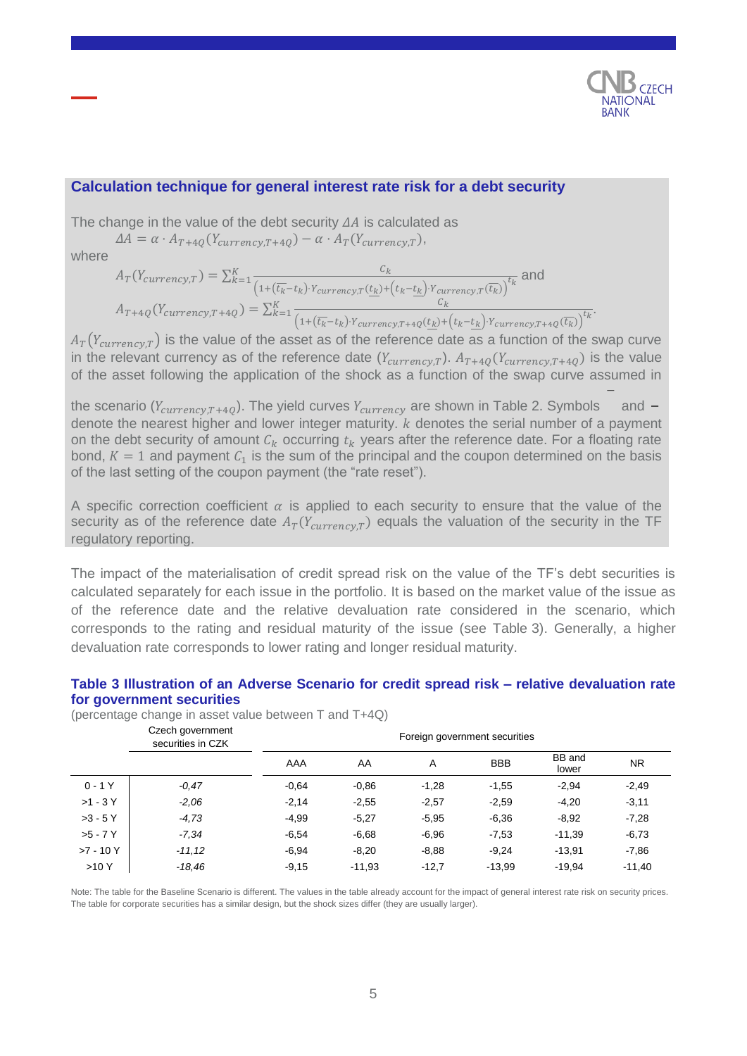## Calculation technique for general interest rate risk for a debt security

The change in the value of the debt security $\Delta A$ is calculated as

$$\Delta A = \alpha \cdot A_{T+4Q}(Y_{currency,T+4Q}) - \alpha \cdot A_T(Y_{currency,T}),$$

where

$$A_T(Y_{currency,T}) = \sum_{k=1}^{K} \frac{C_k}{\left(1+(\overline{t_k}-t_k)\cdot Y_{currency,T}(\underline{t_k})+(t_k-\underline{t_k})\cdot Y_{currency,T}(\overline{t_k})\right)^{t_k}} \text{ and}$$

$$A_{T+4Q}(Y_{currency,T+4Q}) = \sum_{k=1}^{K} \frac{C_k}{\left(1+(\overline{t_k}-t_k)\cdot Y_{currency,T+4Q}(\underline{t_k})+(t_k-\underline{t_k})\cdot Y_{currency,T+4Q}(\overline{t_k})\right)^{t_k}}.$$

$A_T(Y_{currency,T})$ is the value of the asset as of the reference date as a function of the swap curve in the relevant currency as of the reference date ($Y_{currency,T}$). $A_{T+4Q}(Y_{currency,T+4Q})$ is the value of the asset following the application of the shock as a function of the swap curve assumed in the scenario ($Y_{currency,T+4Q}$). The yield curves $Y_{currency}$ are shown in Table 2. Symbols $\overline{\phantom{x}}$ and $\underline{\phantom{x}}$ denote the nearest higher and lower integer maturity. $k$ denotes the serial number of a payment on the debt security of amount $C_k$ occurring $t_k$ years after the reference date. For a floating rate bond, $K = 1$ and payment $C_1$ is the sum of the principal and the coupon determined on the basis of the last setting of the coupon payment (the "rate reset").

A specific correction coefficient $\alpha$ is applied to each security to ensure that the value of the security as of the reference date $A_T(Y_{currency,T})$ equals the valuation of the security in the TF regulatory reporting.

The impact of the materialisation of credit spread risk on the value of the TF's debt securities is calculated separately for each issue in the portfolio. It is based on the market value of the issue as of the reference date and the relative devaluation rate considered in the scenario, which corresponds to the rating and residual maturity of the issue (see Table 3). Generally, a higher devaluation rate corresponds to lower rating and longer residual maturity.

### Table 3 Illustration of an Adverse Scenario for credit spread risk – relative devaluation rate for government securities

(percentage change in asset value between T and T+4Q)

| | Czech government securities in CZK | Foreign government securities | | | | | |
|---|---|---|---|---|---|---|---|
| | | AAA | AA | A | BBB | BB and lower | NR |
| 0 - 1 Y | *-0,47* | -0,64 | -0,86 | -1,28 | -1,55 | -2,94 | -2,49 |
| >1 - 3 Y | *-2,06* | -2,14 | -2,55 | -2,57 | -2,59 | -4,20 | -3,11 |
| >3 - 5 Y | *-4,73* | -4,99 | -5,27 | -5,95 | -6,36 | -8,92 | -7,28 |
| >5 - 7 Y | *-7,34* | -6,54 | -6,68 | -6,96 | -7,53 | -11,39 | -6,73 |
| >7 - 10 Y | *-11,12* | -6,94 | -8,20 | -8,88 | -9,24 | -13,91 | -7,86 |
| >10 Y | *-18,46* | -9,15 | -11,93 | -12,7 | -13,99 | -19,94 | -11,40 |

Note: The table for the Baseline Scenario is different. The values in the table already account for the impact of general interest rate risk on security prices. The table for corporate securities has a similar design, but the shock sizes differ (they are usually larger).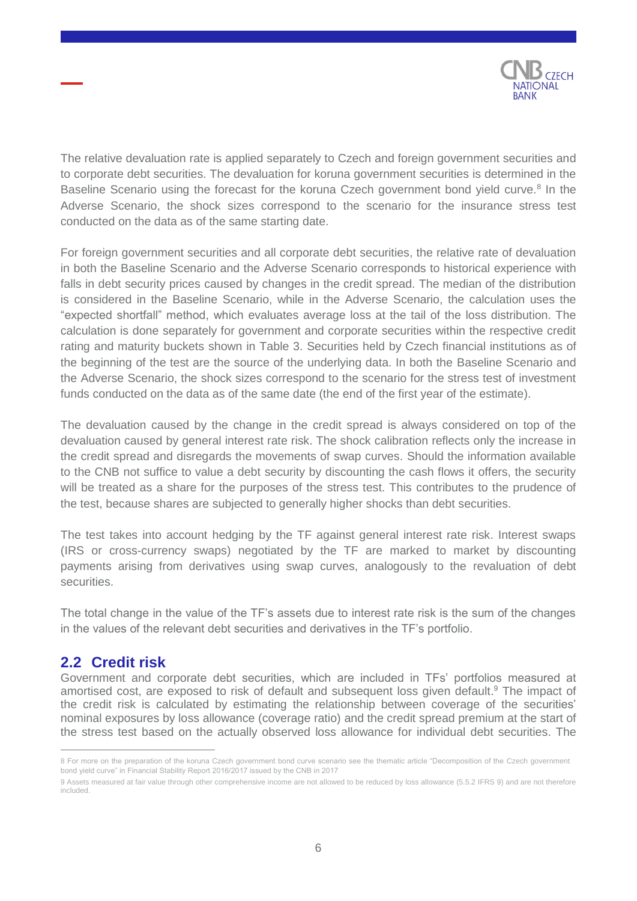The relative devaluation rate is applied separately to Czech and foreign government securities and to corporate debt securities. The devaluation for koruna government securities is determined in the Baseline Scenario using the forecast for the koruna Czech government bond yield curve.[8] In the Adverse Scenario, the shock sizes correspond to the scenario for the insurance stress test conducted on the data as of the same starting date.

For foreign government securities and all corporate debt securities, the relative rate of devaluation in both the Baseline Scenario and the Adverse Scenario corresponds to historical experience with falls in debt security prices caused by changes in the credit spread. The median of the distribution is considered in the Baseline Scenario, while in the Adverse Scenario, the calculation uses the "expected shortfall" method, which evaluates average loss at the tail of the loss distribution. The calculation is done separately for government and corporate securities within the respective credit rating and maturity buckets shown in Table 3. Securities held by Czech financial institutions as of the beginning of the test are the source of the underlying data. In both the Baseline Scenario and the Adverse Scenario, the shock sizes correspond to the scenario for the stress test of investment funds conducted on the data as of the same date (the end of the first year of the estimate).

The devaluation caused by the change in the credit spread is always considered on top of the devaluation caused by general interest rate risk. The shock calibration reflects only the increase in the credit spread and disregards the movements of swap curves. Should the information available to the CNB not suffice to value a debt security by discounting the cash flows it offers, the security will be treated as a share for the purposes of the stress test. This contributes to the prudence of the test, because shares are subjected to generally higher shocks than debt securities.

The test takes into account hedging by the TF against general interest rate risk. Interest swaps (IRS or cross-currency swaps) negotiated by the TF are marked to market by discounting payments arising from derivatives using swap curves, analogously to the revaluation of debt securities.

The total change in the value of the TF's assets due to interest rate risk is the sum of the changes in the values of the relevant debt securities and derivatives in the TF's portfolio.

## 2.2 Credit risk

Government and corporate debt securities, which are included in TFs' portfolios measured at amortised cost, are exposed to risk of default and subsequent loss given default.[9] The impact of the credit risk is calculated by estimating the relationship between coverage of the securities' nominal exposures by loss allowance (coverage ratio) and the credit spread premium at the start of the stress test based on the actually observed loss allowance for individual debt securities. The

---

8 For more on the preparation of the koruna Czech government bond curve scenario see the thematic article "Decomposition of the Czech government bond yield curve" in Financial Stability Report 2016/2017 issued by the CNB in 2017

9 Assets measured at fair value through other comprehensive income are not allowed to be reduced by loss allowance (5.5.2 IFRS 9) and are not therefore included.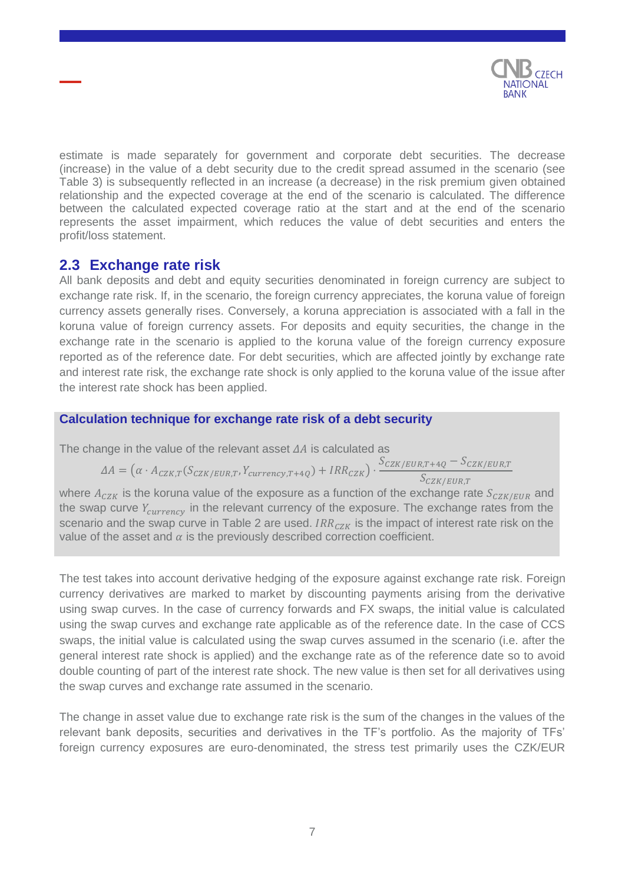estimate is made separately for government and corporate debt securities. The decrease (increase) in the value of a debt security due to the credit spread assumed in the scenario (see Table 3) is subsequently reflected in an increase (a decrease) in the risk premium given obtained relationship and the expected coverage at the end of the scenario is calculated. The difference between the calculated expected coverage ratio at the start and at the end of the scenario represents the asset impairment, which reduces the value of debt securities and enters the profit/loss statement.

## 2.3 Exchange rate risk

All bank deposits and debt and equity securities denominated in foreign currency are subject to exchange rate risk. If, in the scenario, the foreign currency appreciates, the koruna value of foreign currency assets generally rises. Conversely, a koruna appreciation is associated with a fall in the koruna value of foreign currency assets. For deposits and equity securities, the change in the exchange rate in the scenario is applied to the koruna value of the foreign currency exposure reported as of the reference date. For debt securities, which are affected jointly by exchange rate and interest rate risk, the exchange rate shock is only applied to the koruna value of the issue after the interest rate shock has been applied.

### Calculation technique for exchange rate risk of a debt security

The change in the value of the relevant asset $\Delta A$ is calculated as

$$\Delta A = \left(\alpha \cdot A_{CZK,T}(S_{CZK/EUR,T}, Y_{currency,T+4Q}) + IRR_{CZK}\right) \cdot \frac{S_{CZK/EUR,T+4Q} - S_{CZK/EUR,T}}{S_{CZK/EUR,T}}$$

where $A_{CZK}$ is the koruna value of the exposure as a function of the exchange rate $S_{CZK/EUR}$ and the swap curve $Y_{currency}$ in the relevant currency of the exposure. The exchange rates from the scenario and the swap curve in Table 2 are used. $IRR_{CZK}$ is the impact of interest rate risk on the value of the asset and $\alpha$ is the previously described correction coefficient.

The test takes into account derivative hedging of the exposure against exchange rate risk. Foreign currency derivatives are marked to market by discounting payments arising from the derivative using swap curves. In the case of currency forwards and FX swaps, the initial value is calculated using the swap curves and exchange rate applicable as of the reference date. In the case of CCS swaps, the initial value is calculated using the swap curves assumed in the scenario (i.e. after the general interest rate shock is applied) and the exchange rate as of the reference date so to avoid double counting of part of the interest rate shock. The new value is then set for all derivatives using the swap curves and exchange rate assumed in the scenario.

The change in asset value due to exchange rate risk is the sum of the changes in the values of the relevant bank deposits, securities and derivatives in the TF's portfolio. As the majority of TFs' foreign currency exposures are euro-denominated, the stress test primarily uses the CZK/EUR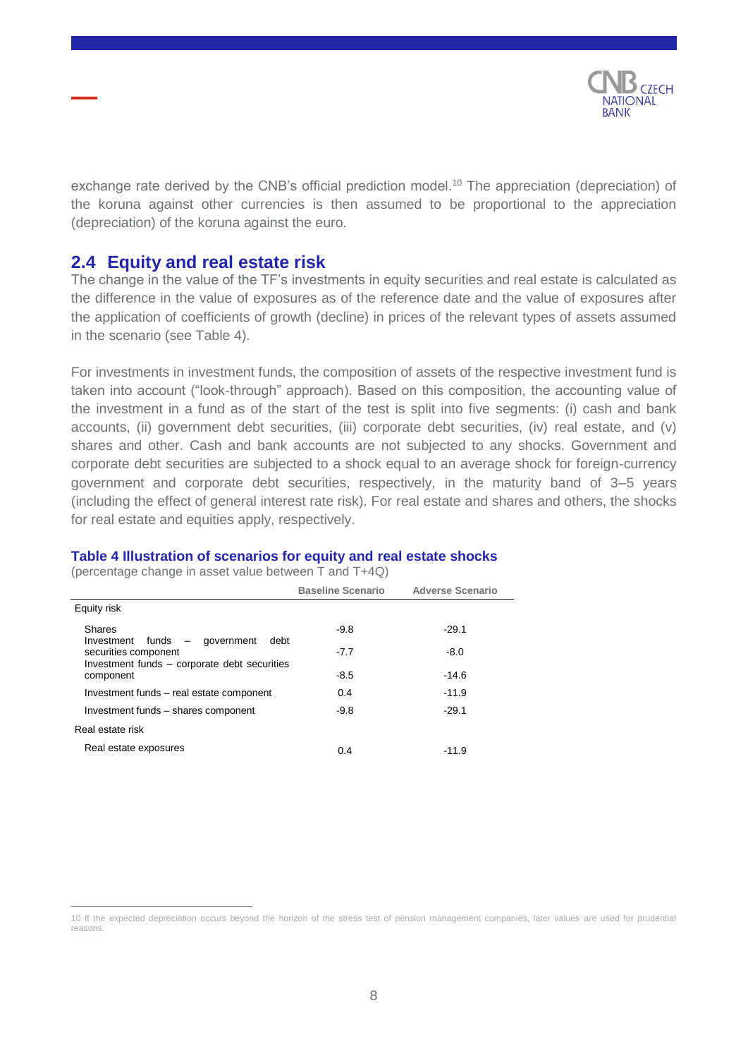exchange rate derived by the CNB's official prediction model.[10] The appreciation (depreciation) of the koruna against other currencies is then assumed to be proportional to the appreciation (depreciation) of the koruna against the euro.

## 2.4 Equity and real estate risk

The change in the value of the TF's investments in equity securities and real estate is calculated as the difference in the value of exposures as of the reference date and the value of exposures after the application of coefficients of growth (decline) in prices of the relevant types of assets assumed in the scenario (see Table 4).

For investments in investment funds, the composition of assets of the respective investment fund is taken into account ("look-through" approach). Based on this composition, the accounting value of the investment in a fund as of the start of the test is split into five segments: (i) cash and bank accounts, (ii) government debt securities, (iii) corporate debt securities, (iv) real estate, and (v) shares and other. Cash and bank accounts are not subjected to any shocks. Government and corporate debt securities are subjected to a shock equal to an average shock for foreign-currency government and corporate debt securities, respectively, in the maturity band of 3–5 years (including the effect of general interest rate risk). For real estate and shares and others, the shocks for real estate and equities apply, respectively.

**Table 4 Illustration of scenarios for equity and real estate shocks**

(percentage change in asset value between T and T+4Q)

| | Baseline Scenario | Adverse Scenario |
|---|---|---|
| Equity risk | | |
| Shares | -9.8 | -29.1 |
| Investment funds – government debt securities component | -7.7 | -8.0 |
| Investment funds – corporate debt securities component | -8.5 | -14.6 |
| Investment funds – real estate component | 0.4 | -11.9 |
| Investment funds – shares component | -9.8 | -29.1 |
| Real estate risk | | |
| Real estate exposures | 0.4 | -11.9 |

[10] If the expected depreciation occurs beyond the horizon of the stress test of pension management companies, later values are used for prudential reasons.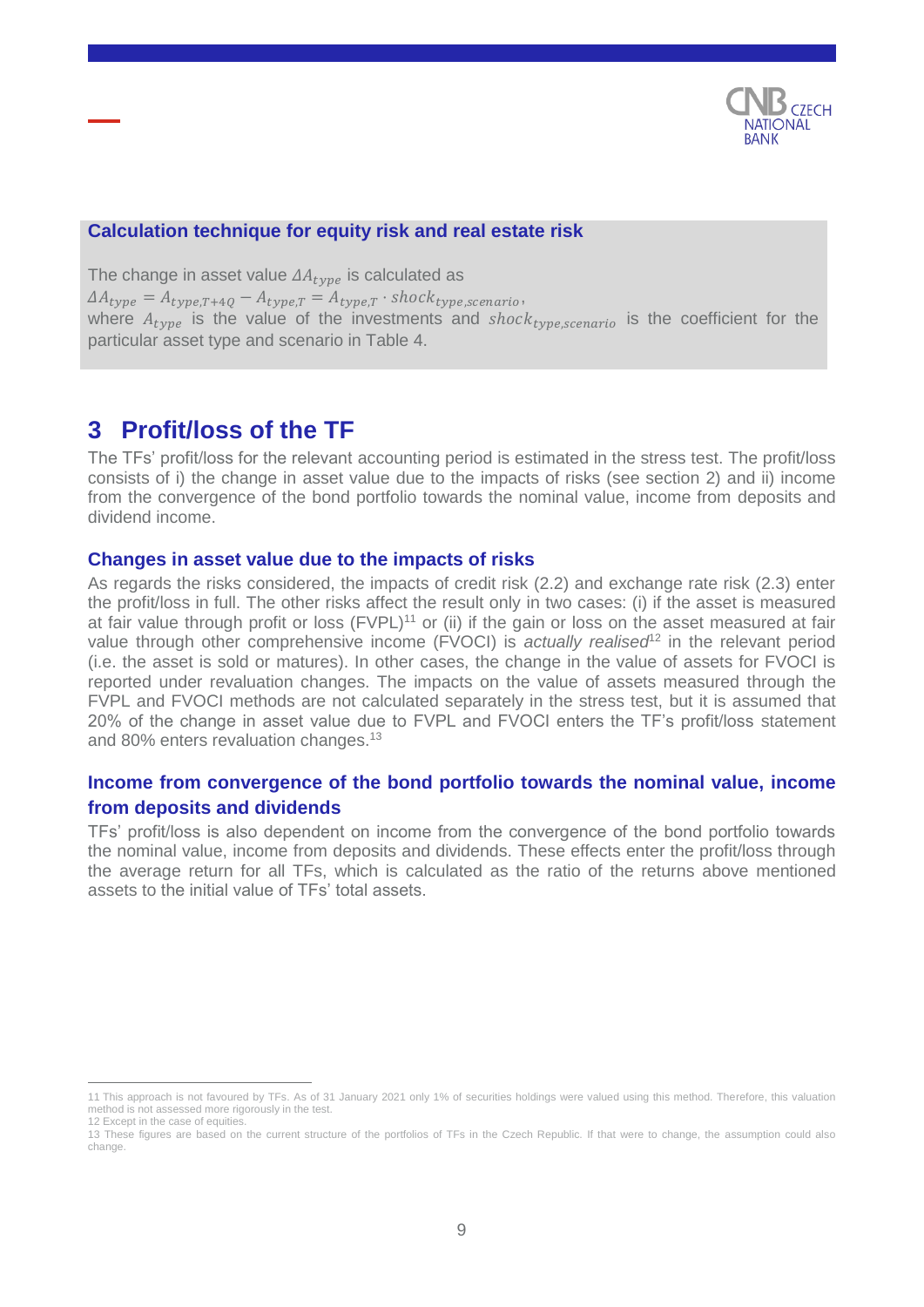**Calculation technique for equity risk and real estate risk**

The change in asset value $\Delta A_{type}$ is calculated as

$$\Delta A_{type} = A_{type,T+4Q} - A_{type,T} = A_{type,T} \cdot shock_{type,scenario},$$

where $A_{type}$ is the value of the investments and $shock_{type,scenario}$ is the coefficient for the particular asset type and scenario in Table 4.

# 3 Profit/loss of the TF

The TFs' profit/loss for the relevant accounting period is estimated in the stress test. The profit/loss consists of i) the change in asset value due to the impacts of risks (see section 2) and ii) income from the convergence of the bond portfolio towards the nominal value, income from deposits and dividend income.

### Changes in asset value due to the impacts of risks

As regards the risks considered, the impacts of credit risk (2.2) and exchange rate risk (2.3) enter the profit/loss in full. The other risks affect the result only in two cases: (i) if the asset is measured at fair value through profit or loss (FVPL)[11] or (ii) if the gain or loss on the asset measured at fair value through other comprehensive income (FVOCI) is *actually realised*[12] in the relevant period (i.e. the asset is sold or matures). In other cases, the change in the value of assets for FVOCI is reported under revaluation changes. The impacts on the value of assets measured through the FVPL and FVOCI methods are not calculated separately in the stress test, but it is assumed that 20% of the change in asset value due to FVPL and FVOCI enters the TF's profit/loss statement and 80% enters revaluation changes.[13]

### Income from convergence of the bond portfolio towards the nominal value, income from deposits and dividends

TFs' profit/loss is also dependent on income from the convergence of the bond portfolio towards the nominal value, income from deposits and dividends. These effects enter the profit/loss through the average return for all TFs, which is calculated as the ratio of the returns above mentioned assets to the initial value of TFs' total assets.

---

11 This approach is not favoured by TFs. As of 31 January 2021 only 1% of securities holdings were valued using this method. Therefore, this valuation method is not assessed more rigorously in the test.

12 Except in the case of equities.

13 These figures are based on the current structure of the portfolios of TFs in the Czech Republic. If that were to change, the assumption could also change.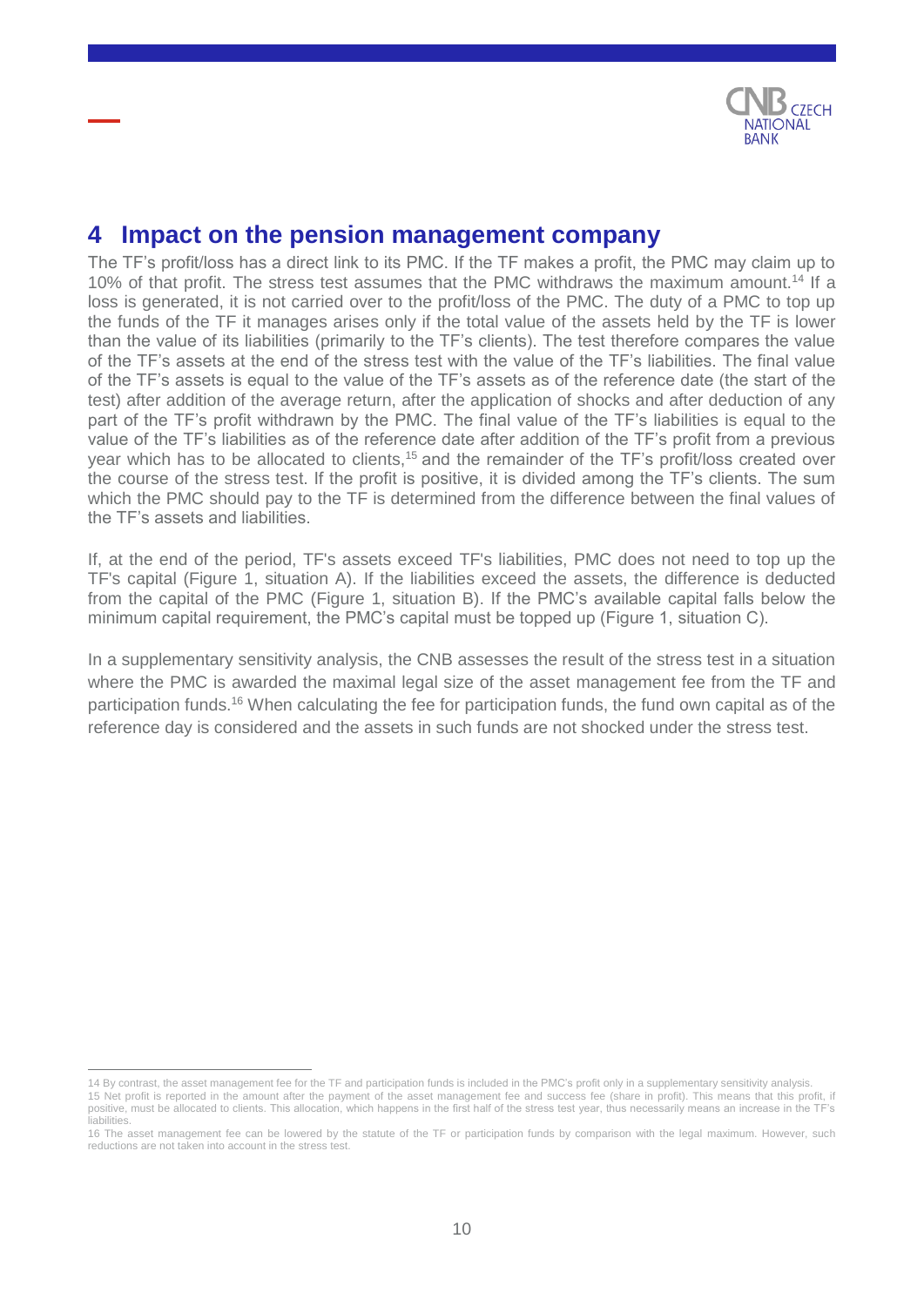## 4 Impact on the pension management company

The TF's profit/loss has a direct link to its PMC. If the TF makes a profit, the PMC may claim up to 10% of that profit. The stress test assumes that the PMC withdraws the maximum amount.[14] If a loss is generated, it is not carried over to the profit/loss of the PMC. The duty of a PMC to top up the funds of the TF it manages arises only if the total value of the assets held by the TF is lower than the value of its liabilities (primarily to the TF's clients). The test therefore compares the value of the TF's assets at the end of the stress test with the value of the TF's liabilities. The final value of the TF's assets is equal to the value of the TF's assets as of the reference date (the start of the test) after addition of the average return, after the application of shocks and after deduction of any part of the TF's profit withdrawn by the PMC. The final value of the TF's liabilities is equal to the value of the TF's liabilities as of the reference date after addition of the TF's profit from a previous year which has to be allocated to clients,[15] and the remainder of the TF's profit/loss created over the course of the stress test. If the profit is positive, it is divided among the TF's clients. The sum which the PMC should pay to the TF is determined from the difference between the final values of the TF's assets and liabilities.

If, at the end of the period, TF's assets exceed TF's liabilities, PMC does not need to top up the TF's capital (Figure 1, situation A). If the liabilities exceed the assets, the difference is deducted from the capital of the PMC (Figure 1, situation B). If the PMC's available capital falls below the minimum capital requirement, the PMC's capital must be topped up (Figure 1, situation C).

In a supplementary sensitivity analysis, the CNB assesses the result of the stress test in a situation where the PMC is awarded the maximal legal size of the asset management fee from the TF and participation funds.[16] When calculating the fee for participation funds, the fund own capital as of the reference day is considered and the assets in such funds are not shocked under the stress test.

---

14 By contrast, the asset management fee for the TF and participation funds is included in the PMC's profit only in a supplementary sensitivity analysis.

15 Net profit is reported in the amount after the payment of the asset management fee and success fee (share in profit). This means that this profit, if positive, must be allocated to clients. This allocation, which happens in the first half of the stress test year, thus necessarily means an increase in the TF's liabilities.

16 The asset management fee can be lowered by the statute of the TF or participation funds by comparison with the legal maximum. However, such reductions are not taken into account in the stress test.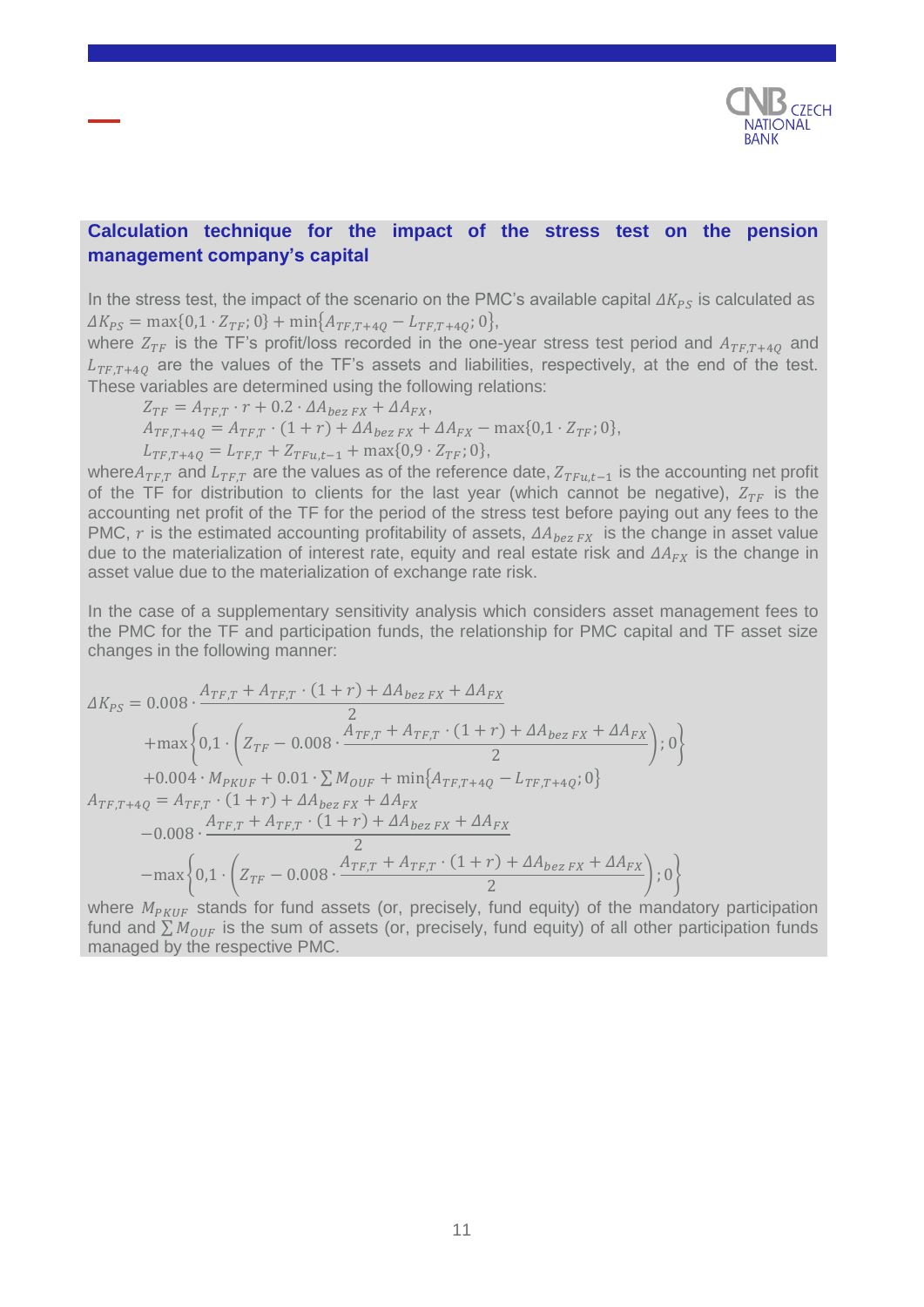**Calculation technique for the impact of the stress test on the pension management company's capital**

In the stress test, the impact of the scenario on the PMC's available capital $\Delta K_{PS}$ is calculated as $\Delta K_{PS} = \max\{0{,}1 \cdot Z_{TF}; 0\} + \min\{A_{TF,T+4Q} - L_{TF,T+4Q}; 0\}$,

where $Z_{TF}$ is the TF's profit/loss recorded in the one-year stress test period and $A_{TF,T+4Q}$ and $L_{TF,T+4Q}$ are the values of the TF's assets and liabilities, respectively, at the end of the test. These variables are determined using the following relations:

$$Z_{TF} = A_{TF,T} \cdot r + 0.2 \cdot \Delta A_{bez\ FX} + \Delta A_{FX},$$

$$A_{TF,T+4Q} = A_{TF,T} \cdot (1+r) + \Delta A_{bez\ FX} + \Delta A_{FX} - \max\{0{,}1 \cdot Z_{TF}; 0\},$$

$$L_{TF,T+4Q} = L_{TF,T} + Z_{TFu,t-1} + \max\{0{,}9 \cdot Z_{TF}; 0\},$$

where $A_{TF,T}$ and $L_{TF,T}$ are the values as of the reference date, $Z_{TFu,t-1}$ is the accounting net profit of the TF for distribution to clients for the last year (which cannot be negative), $Z_{TF}$ is the accounting net profit of the TF for the period of the stress test before paying out any fees to the PMC, $r$ is the estimated accounting profitability of assets, $\Delta A_{bez\ FX}$ is the change in asset value due to the materialization of interest rate, equity and real estate risk and $\Delta A_{FX}$ is the change in asset value due to the materialization of exchange rate risk.

In the case of a supplementary sensitivity analysis which considers asset management fees to the PMC for the TF and participation funds, the relationship for PMC capital and TF asset size changes in the following manner:

$$\begin{aligned}
\Delta K_{PS} = {} & 0.008 \cdot \frac{A_{TF,T} + A_{TF,T} \cdot (1+r) + \Delta A_{bez\ FX} + \Delta A_{FX}}{2} \\
& + \max\left\{0{,}1 \cdot \left(Z_{TF} - 0.008 \cdot \frac{A_{TF,T} + A_{TF,T} \cdot (1+r) + \Delta A_{bez\ FX} + \Delta A_{FX}}{2}\right); 0\right\} \\
& + 0.004 \cdot M_{PKUF} + 0.01 \cdot \sum M_{OUF} + \min\{A_{TF,T+4Q} - L_{TF,T+4Q}; 0\}
\end{aligned}$$

$$\begin{aligned}
A_{TF,T+4Q} = {} & A_{TF,T} \cdot (1+r) + \Delta A_{bez\ FX} + \Delta A_{FX} \\
& - 0.008 \cdot \frac{A_{TF,T} + A_{TF,T} \cdot (1+r) + \Delta A_{bez\ FX} + \Delta A_{FX}}{2} \\
& - \max\left\{0{,}1 \cdot \left(Z_{TF} - 0.008 \cdot \frac{A_{TF,T} + A_{TF,T} \cdot (1+r) + \Delta A_{bez\ FX} + \Delta A_{FX}}{2}\right); 0\right\}
\end{aligned}$$

where $M_{PKUF}$ stands for fund assets (or, precisely, fund equity) of the mandatory participation fund and $\sum M_{OUF}$ is the sum of assets (or, precisely, fund equity) of all other participation funds managed by the respective PMC.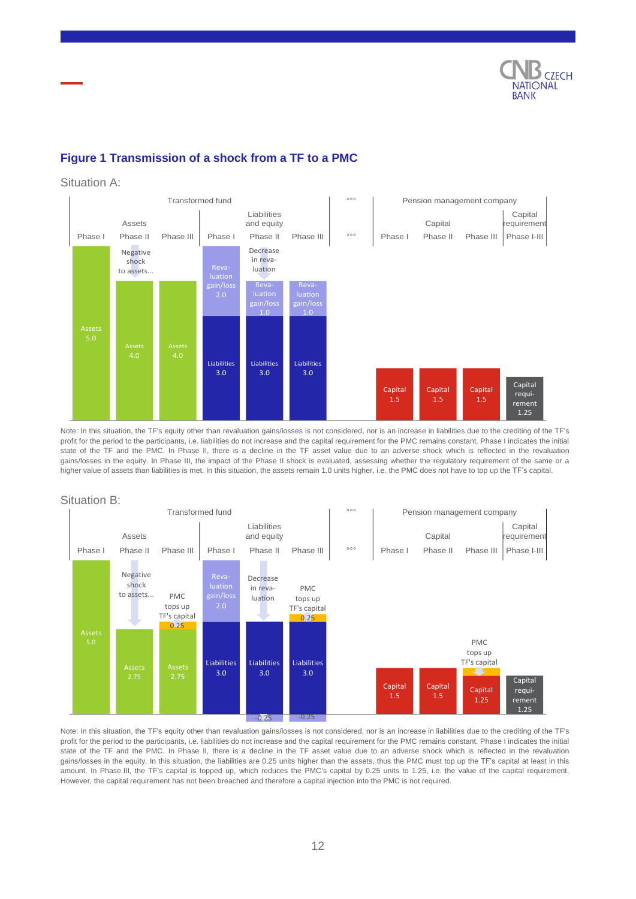## Figure 1 Transmission of a shock from a TF to a PMC

Situation A:

| | Transformed fund | | | | | | Pension management company | | | |
|---|---|---|---|---|---|---|---|---|---|---|
| | Assets | | | Liabilities and equity | | | Capital | | | Capital requirement |
| | Phase I | Phase II | Phase III | Phase I | Phase II | Phase III | Phase I | Phase II | Phase III | Phase I-III |
| | Assets 5.0 | Assets 4.0 (Negative shock to assets...) | Assets 4.0 | Revaluation gain/loss 2.0; Liabilities 3.0 | Revaluation gain/loss 1.0 (Decrease in revaluation); Liabilities 3.0 | Revaluation gain/loss 1.0; Liabilities 3.0 | Capital 1.5 | Capital 1.5 | Capital 1.5 | Capital requirement 1.25 |

Note: In this situation, the TF's equity other than revaluation gains/losses is not considered, nor is an increase in liabilities due to the crediting of the TF's profit for the period to the participants, i.e. liabilities do not increase and the capital requirement for the PMC remains constant. Phase I indicates the initial state of the TF and the PMC. In Phase II, there is a decline in the TF asset value due to an adverse shock which is reflected in the revaluation gains/losses in the equity. In Phase III, the impact of the Phase II shock is evaluated, assessing whether the regulatory requirement of the same or a higher value of assets than liabilities is met. In this situation, the assets remain 1.0 units higher, i.e. the PMC does not have to top up the TF's capital.

Situation B:

| | Transformed fund | | | | | | Pension management company | | | |
|---|---|---|---|---|---|---|---|---|---|---|
| | Assets | | | Liabilities and equity | | | Capital | | | Capital requirement |
| | Phase I | Phase II | Phase III | Phase I | Phase II | Phase III | Phase I | Phase II | Phase III | Phase I-III |
| | Assets 5.0 | Assets 2.75 (Negative shock to assets...) | Assets 2.75; PMC tops up TF's capital 0.25 | Revaluation gain/loss 2.0; Liabilities 3.0 | Liabilities 3.0; -0.25 (Decrease in revaluation) | Liabilities 3.0; -0.25; PMC tops up TF's capital 0.25 | Capital 1.5 | Capital 1.5 | Capital 1.25 (PMC tops up TF's capital) | Capital requirement 1.25 |

Note: In this situation, the TF's equity other than revaluation gains/losses is not considered, nor is an increase in liabilities due to the crediting of the TF's profit for the period to the participants, i.e. liabilities do not increase and the capital requirement for the PMC remains constant. Phase I indicates the initial state of the TF and the PMC. In Phase II, there is a decline in the TF asset value due to an adverse shock which is reflected in the revaluation gains/losses in the equity. In this situation, the liabilities are 0.25 units higher than the assets, thus the PMC must top up the TF's capital at least in this amount. In Phase III, the TF's capital is topped up, which reduces the PMC's capital by 0.25 units to 1.25, i.e. the value of the capital requirement. However, the capital requirement has not been breached and therefore a capital injection into the PMC is not required.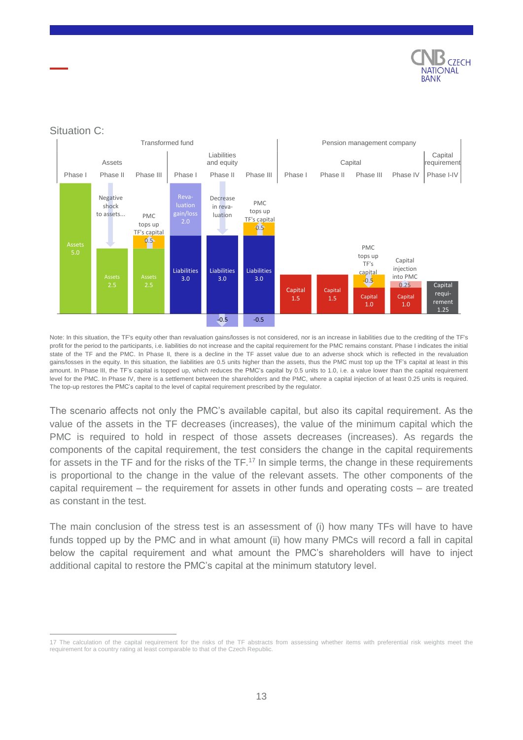Situation C:

Transformed fund

Assets

Phase I

Phase II

Phase III

Liabilities and equity

Phase I

Phase II

Phase III

Pension management company

Capital

Phase I

Phase II

Phase III

Phase IV

Capital requirement

Phase I-IV

Assets 5.0

Negative shock to assets...

Assets 2.5

PMC tops up TF's capital

0.5

Assets 2.5

Reva-luation gain/loss 2.0

Liabilities 3.0

Decrease in reva-luation

Liabilities 3.0

-0.5

PMC tops up TF's capital

0.5

Liabilities 3.0

-0.5

Capital 1.5

Capital 1.5

PMC tops up TF's capital

-0.5

Capital 1.0

Capital injection into PMC

0.25

Capital 1.0

Capital requi-rement 1.25

Note: In this situation, the TF's equity other than revaluation gains/losses is not considered, nor is an increase in liabilities due to the crediting of the TF's profit for the period to the participants, i.e. liabilities do not increase and the capital requirement for the PMC remains constant. Phase I indicates the initial state of the TF and the PMC. In Phase II, there is a decline in the TF asset value due to an adverse shock which is reflected in the revaluation gains/losses in the equity. In this situation, the liabilities are 0.5 units higher than the assets, thus the PMC must top up the TF's capital at least in this amount. In Phase III, the TF's capital is topped up, which reduces the PMC's capital by 0.5 units to 1.0, i.e. a value lower than the capital requirement level for the PMC. In Phase IV, there is a settlement between the shareholders and the PMC, where a capital injection of at least 0.25 units is required. The top-up restores the PMC's capital to the level of capital requirement prescribed by the regulator.

The scenario affects not only the PMC's available capital, but also its capital requirement. As the value of the assets in the TF decreases (increases), the value of the minimum capital which the PMC is required to hold in respect of those assets decreases (increases). As regards the components of the capital requirement, the test considers the change in the capital requirements for assets in the TF and for the risks of the TF.[17] In simple terms, the change in these requirements is proportional to the change in the value of the relevant assets. The other components of the capital requirement – the requirement for assets in other funds and operating costs – are treated as constant in the test.

The main conclusion of the stress test is an assessment of (i) how many TFs will have to have funds topped up by the PMC and in what amount (ii) how many PMCs will record a fall in capital below the capital requirement and what amount the PMC's shareholders will have to inject additional capital to restore the PMC's capital at the minimum statutory level.

17 The calculation of the capital requirement for the risks of the TF abstracts from assessing whether items with preferential risk weights meet the requirement for a country rating at least comparable to that of the Czech Republic.